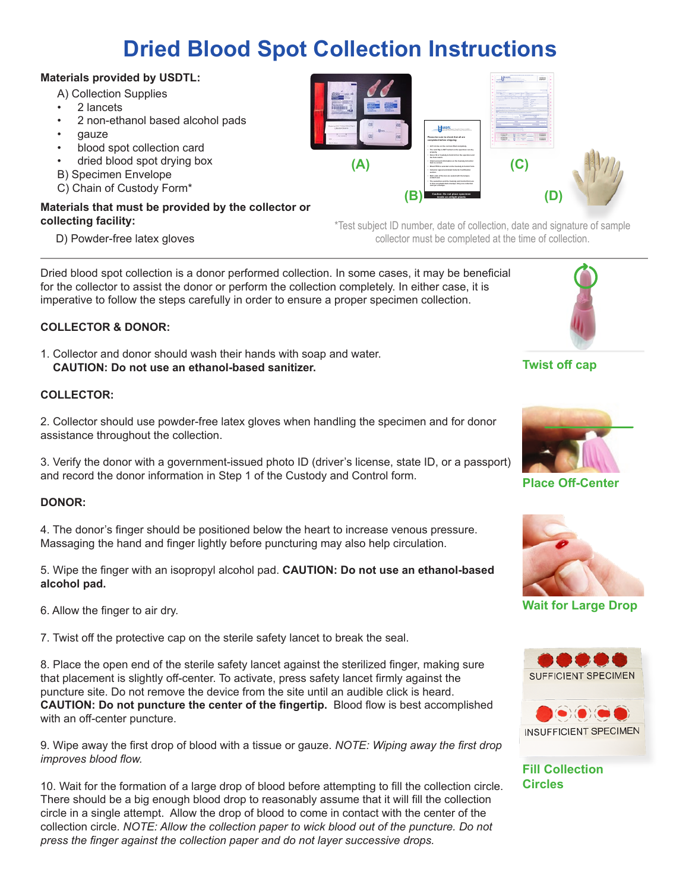# Dried Blood Spot Collection Instructions

**Materials provided by USDTL:**

A) Collection Supplies

- 2 lancets
- 2 non-ethanol based alcohol pads
- gauze
- blood spot collection card
- dried blood spot drying box

B) Specimen Envelope

C) Chain of Custody Form*

**Materials that must be provided by the collector or collecting facility:**

D) Powder-free latex gloves

(A) (B) (C) (D)

*Test subject ID number, date of collection, date and signature of sample collector must be completed at the time of collection.

---

Dried blood spot collection is a donor performed collection. In some cases, it may be beneficial for the collector to assist the donor or perform the collection completely. In either case, it is imperative to follow the steps carefully in order to ensure a proper specimen collection.

**COLLECTOR & DONOR:**

1. Collector and donor should wash their hands with soap and water.
   **CAUTION: Do not use an ethanol-based sanitizer.**

**COLLECTOR:**

2. Collector should use powder-free latex gloves when handling the specimen and for donor assistance throughout the collection.

3. Verify the donor with a government-issued photo ID (driver's license, state ID, or a passport) and record the donor information in Step 1 of the Custody and Control form.

**DONOR:**

4. The donor's finger should be positioned below the heart to increase venous pressure. Massaging the hand and finger lightly before puncturing may also help circulation.

5. Wipe the finger with an isopropyl alcohol pad. **CAUTION: Do not use an ethanol-based alcohol pad.**

6. Allow the finger to air dry.

7. Twist off the protective cap on the sterile safety lancet to break the seal.

8. Place the open end of the sterile safety lancet against the sterilized finger, making sure that placement is slightly off-center. To activate, press safety lancet firmly against the puncture site. Do not remove the device from the site until an audible click is heard. **CAUTION: Do not puncture the center of the fingertip.** Blood flow is best accomplished with an off-center puncture.

9. Wipe away the first drop of blood with a tissue or gauze. *NOTE: Wiping away the first drop improves blood flow.*

10. Wait for the formation of a large drop of blood before attempting to fill the collection circle. There should be a big enough blood drop to reasonably assume that it will fill the collection circle in a single attempt. Allow the drop of blood to come in contact with the center of the collection circle. *NOTE: Allow the collection paper to wick blood out of the puncture. Do not press the finger against the collection paper and do not layer successive drops.*

Twist off cap

Place Off-Center

Wait for Large Drop

SUFFICIENT SPECIMEN

INSUFFICIENT SPECIMEN

Fill Collection Circles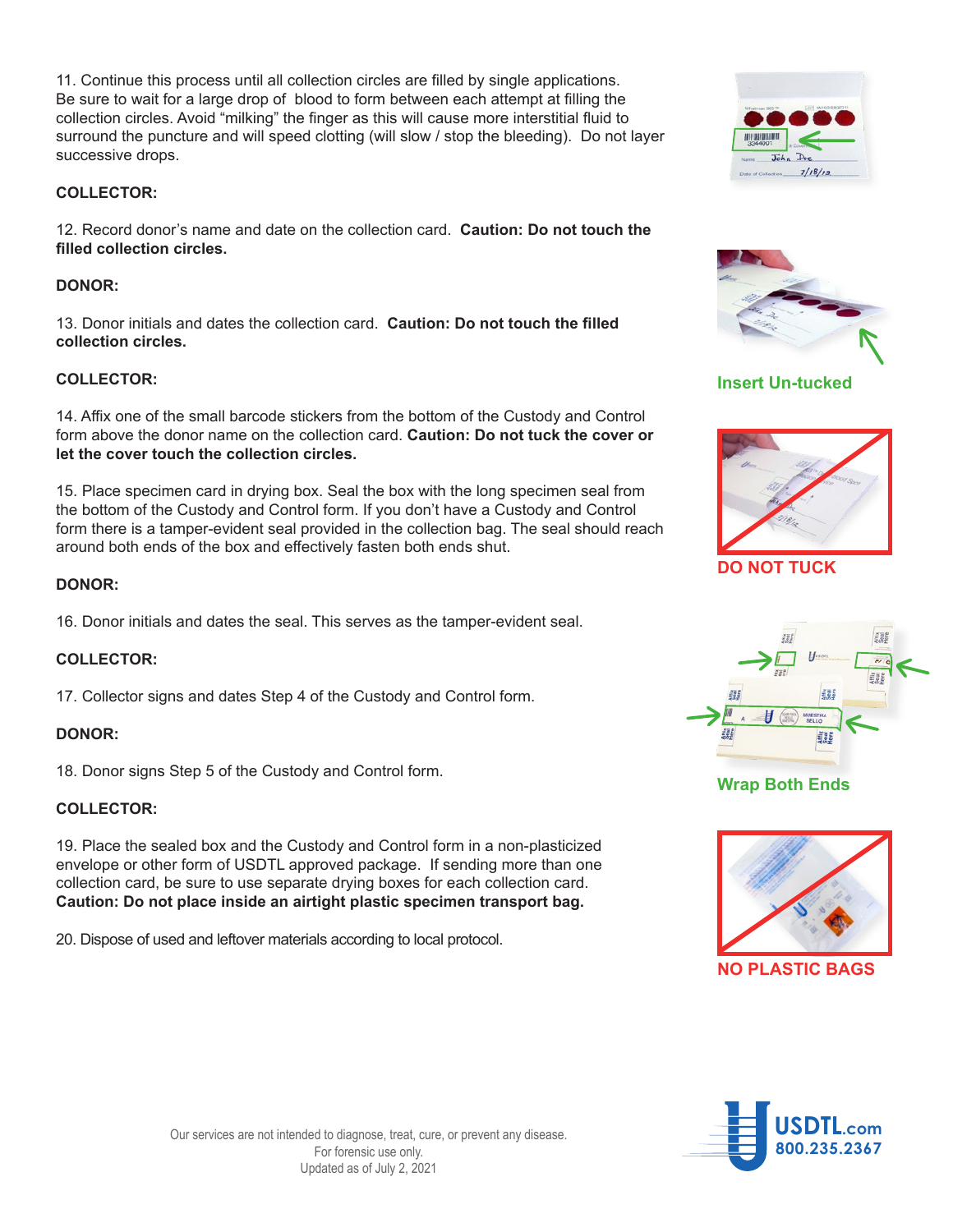11. Continue this process until all collection circles are filled by single applications. Be sure to wait for a large drop of blood to form between each attempt at filling the collection circles. Avoid "milking" the finger as this will cause more interstitial fluid to surround the puncture and will speed clotting (will slow / stop the bleeding). Do not layer successive drops.

**COLLECTOR:**

12. Record donor's name and date on the collection card. **Caution: Do not touch the filled collection circles.**

**DONOR:**

13. Donor initials and dates the collection card. **Caution: Do not touch the filled collection circles.**

**COLLECTOR:**

14. Affix one of the small barcode stickers from the bottom of the Custody and Control form above the donor name on the collection card. **Caution: Do not tuck the cover or let the cover touch the collection circles.**

15. Place specimen card in drying box. Seal the box with the long specimen seal from the bottom of the Custody and Control form. If you don't have a Custody and Control form there is a tamper-evident seal provided in the collection bag. The seal should reach around both ends of the box and effectively fasten both ends shut.

**DONOR:**

16. Donor initials and dates the seal. This serves as the tamper-evident seal.

**COLLECTOR:**

17. Collector signs and dates Step 4 of the Custody and Control form.

**DONOR:**

18. Donor signs Step 5 of the Custody and Control form.

**COLLECTOR:**

19. Place the sealed box and the Custody and Control form in a non-plasticized envelope or other form of USDTL approved package. If sending more than one collection card, be sure to use separate drying boxes for each collection card. **Caution: Do not place inside an airtight plastic specimen transport bag.**

20. Dispose of used and leftover materials according to local protocol.

Insert Un-tucked

DO NOT TUCK

Wrap Both Ends

NO PLASTIC BAGS

Our services are not intended to diagnose, treat, cure, or prevent any disease.
For forensic use only.
Updated as of July 2, 2021

USDTL.com
800.235.2367